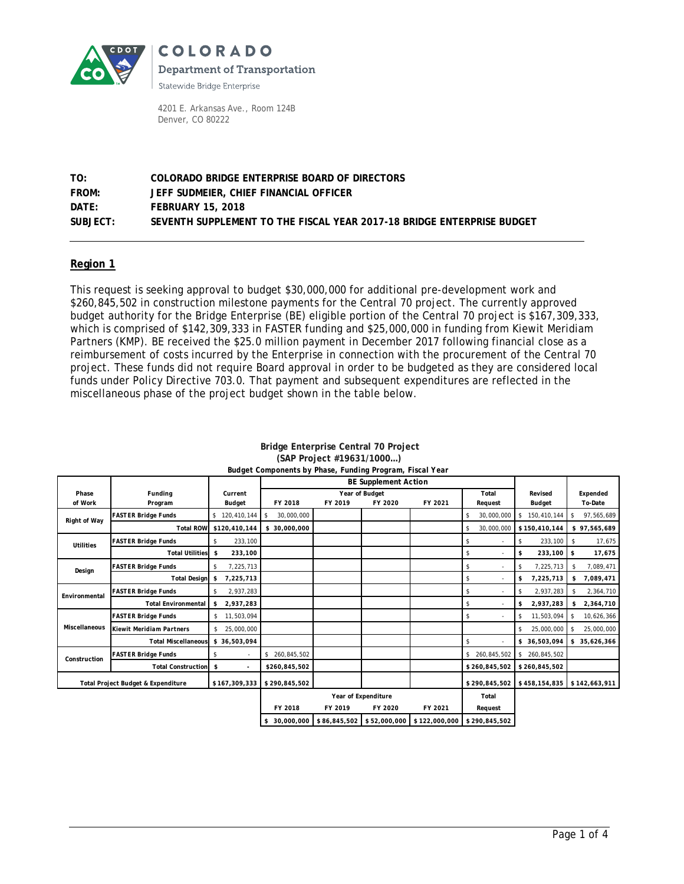COLORADO

Department of Transportation

Statewide Bridge Enterprise

4201 E. Arkansas Ave., Room 124B
Denver, CO 80222

**TO:** COLORADO BRIDGE ENTERPRISE BOARD OF DIRECTORS
**FROM:** JEFF SUDMEIER, CHIEF FINANCIAL OFFICER
**DATE:** FEBRUARY 15, 2018
**SUBJECT:** SEVENTH SUPPLEMENT TO THE FISCAL YEAR 2017-18 BRIDGE ENTERPRISE BUDGET

---

## Region 1

This request is seeking approval to budget $30,000,000 for additional pre-development work and $260,845,502 in construction milestone payments for the Central 70 project. The currently approved budget authority for the Bridge Enterprise (BE) eligible portion of the Central 70 project is $167,309,333, which is comprised of $142,309,333 in FASTER funding and $25,000,000 in funding from Kiewit Meridiam Partners (KMP). BE received the $25.0 million payment in December 2017 following financial close as a reimbursement of costs incurred by the Enterprise in connection with the procurement of the Central 70 project. These funds did not require Board approval in order to be budgeted as they are considered local funds under Policy Directive 703.0. That payment and subsequent expenditures are reflected in the miscellaneous phase of the project budget shown in the table below.

**Bridge Enterprise Central 70 Project**
**(SAP Project #19631/1000…)**
**Budget Components by Phase, Funding Program, Fiscal Year**

| Phase of Work | Funding Program | Current Budget | BE Supplement Action: Year of Budget FY 2018 | FY 2019 | FY 2020 | FY 2021 | Total Request | Revised Budget | Expended To-Date |
|---|---|---|---|---|---|---|---|---|---|
| Right of Way | FASTER Bridge Funds | $ 120,410,144 | $ 30,000,000 | | | | $ 30,000,000 | $ 150,410,144 | $ 97,565,689 |
| | Total ROW | $120,410,144 | $ 30,000,000 | | | | $ 30,000,000 | $150,410,144 | $ 97,565,689 |
| Utilities | FASTER Bridge Funds | $ 233,100 | | | | | $ - | $ 233,100 | $ 17,675 |
| | Total Utilities | $ 233,100 | | | | | $ - | $ 233,100 | $ 17,675 |
| Design | FASTER Bridge Funds | $ 7,225,713 | | | | | $ - | $ 7,225,713 | $ 7,089,471 |
| | Total Design | $ 7,225,713 | | | | | $ - | $ 7,225,713 | $ 7,089,471 |
| Environmental | FASTER Bridge Funds | $ 2,937,283 | | | | | $ - | $ 2,937,283 | $ 2,364,710 |
| | Total Environmental | $ 2,937,283 | | | | | $ - | $ 2,937,283 | $ 2,364,710 |
| Miscellaneous | FASTER Bridge Funds | $ 11,503,094 | | | | | $ - | $ 11,503,094 | $ 10,626,366 |
| | Kiewit Meridiam Partners | $ 25,000,000 | | | | | | $ 25,000,000 | $ 25,000,000 |
| | Total Miscellaneous | $ 36,503,094 | | | | | $ - | $ 36,503,094 | $ 35,626,366 |
| Construction | FASTER Bridge Funds | $ - | $ 260,845,502 | | | | $ 260,845,502 | $ 260,845,502 | |
| | Total Construction | $ - | $260,845,502 | | | | $260,845,502 | $260,845,502 | |
| Total Project Budget & Expenditure | | $167,309,333 | $290,845,502 | | | | $290,845,502 | $458,154,835 | $142,663,911 |

| | Year of Expenditure FY 2018 | FY 2019 | FY 2020 | FY 2021 | Total Request |
|---|---|---|---|---|---|
| | $ 30,000,000 | $86,845,502 | $52,000,000 | $122,000,000 | $290,845,502 |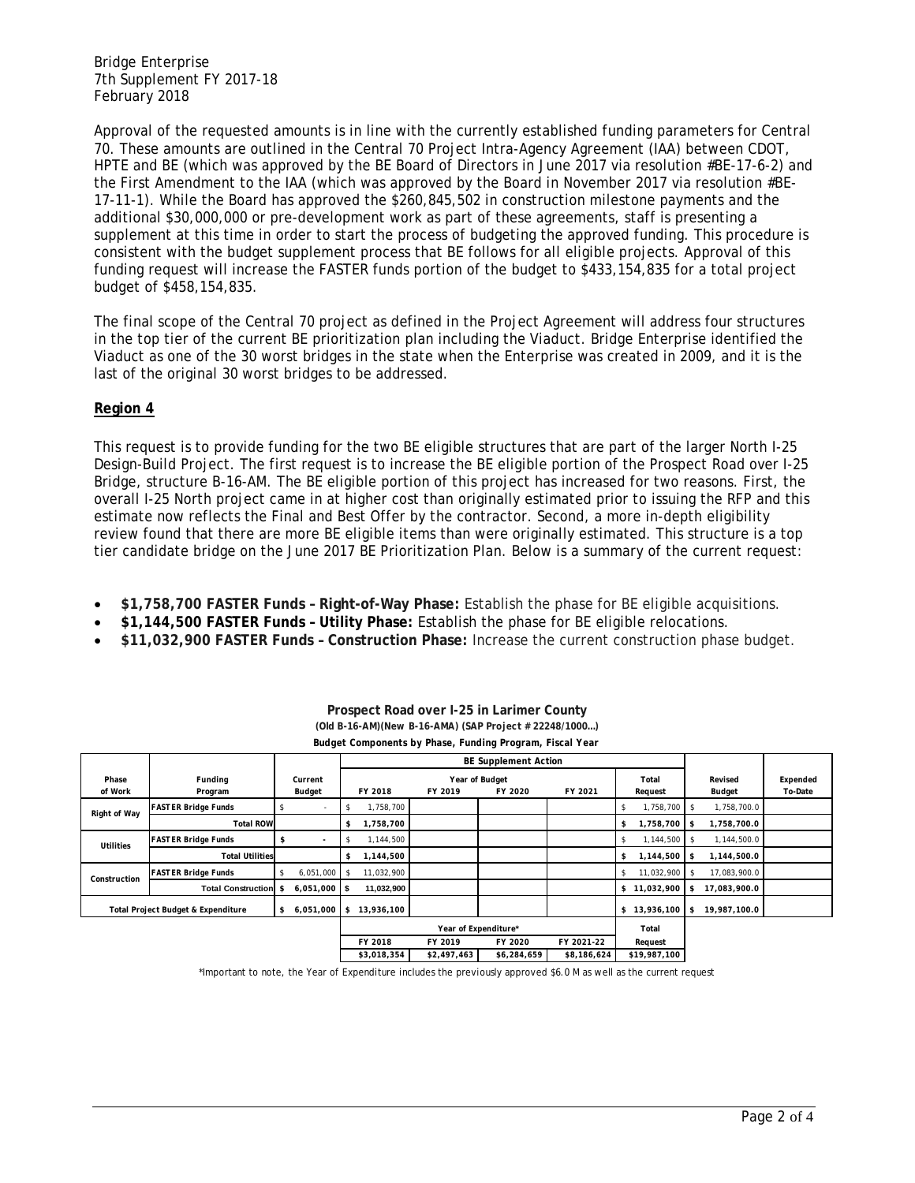Bridge Enterprise
7th Supplement FY 2017-18
February 2018

Approval of the requested amounts is in line with the currently established funding parameters for Central 70. These amounts are outlined in the Central 70 Project Intra-Agency Agreement (IAA) between CDOT, HPTE and BE (which was approved by the BE Board of Directors in June 2017 via resolution #BE-17-6-2) and the First Amendment to the IAA (which was approved by the Board in November 2017 via resolution #BE-17-11-1). While the Board has approved the $260,845,502 in construction milestone payments and the additional $30,000,000 or pre-development work as part of these agreements, staff is presenting a supplement at this time in order to start the process of budgeting the approved funding. This procedure is consistent with the budget supplement process that BE follows for all eligible projects. Approval of this funding request will increase the FASTER funds portion of the budget to $433,154,835 for a total project budget of $458,154,835.

The final scope of the Central 70 project as defined in the Project Agreement will address four structures in the top tier of the current BE prioritization plan including the Viaduct. Bridge Enterprise identified the Viaduct as one of the 30 worst bridges in the state when the Enterprise was created in 2009, and it is the last of the original 30 worst bridges to be addressed.

**Region 4**

This request is to provide funding for the two BE eligible structures that are part of the larger North I-25 Design-Build Project. The first request is to increase the BE eligible portion of the Prospect Road over I-25 Bridge, structure B-16-AM. The BE eligible portion of this project has increased for two reasons. First, the overall I-25 North project came in at higher cost than originally estimated prior to issuing the RFP and this estimate now reflects the Final and Best Offer by the contractor. Second, a more in-depth eligibility review found that there are more BE eligible items than were originally estimated. This structure is a top tier candidate bridge on the June 2017 BE Prioritization Plan. Below is a summary of the current request:

- **$1,758,700 FASTER Funds – Right-of-Way Phase:** Establish the phase for BE eligible acquisitions.
- **$1,144,500 FASTER Funds – Utility Phase:** Establish the phase for BE eligible relocations.
- **$11,032,900 FASTER Funds – Construction Phase:** Increase the current construction phase budget.

**Prospect Road over I-25 in Larimer County**
**(Old B-16-AM)(New B-16-AMA) (SAP Project # 22248/1000…)**
**Budget Components by Phase, Funding Program, Fiscal Year**

| Phase of Work | Funding Program | Current Budget | BE Supplement Action: Year of Budget FY 2018 | FY 2019 | FY 2020 | FY 2021 | Total Request | Revised Budget | Expended To-Date |
|---|---|---|---|---|---|---|---|---|---|
| Right of Way | FASTER Bridge Funds | $ - | $ 1,758,700 | | | | $ 1,758,700 | $ 1,758,700.0 | |
| | Total ROW | | $ 1,758,700 | | | | $ 1,758,700 | $ 1,758,700.0 | |
| Utilities | FASTER Bridge Funds | $ - | $ 1,144,500 | | | | $ 1,144,500 | $ 1,144,500.0 | |
| | Total Utilities | | $ 1,144,500 | | | | $ 1,144,500 | $ 1,144,500.0 | |
| Construction | FASTER Bridge Funds | $ 6,051,000 | $ 11,032,900 | | | | $ 11,032,900 | $ 17,083,900.0 | |
| | Total Construction | $ 6,051,000 | $ 11,032,900 | | | | $ 11,032,900 | $ 17,083,900.0 | |
| Total Project Budget & Expenditure | | $ 6,051,000 | $ 13,936,100 | | | | $ 13,936,100 | $ 19,987,100.0 | |

| Year of Expenditure* FY 2018 | FY 2019 | FY 2020 | FY 2021-22 | Total Request |
|---|---|---|---|---|
| $3,018,354 | $2,497,463 | $6,284,659 | $8,186,624 | $19,987,100 |

*Important to note, the Year of Expenditure includes the previously approved $6.0 M as well as the current request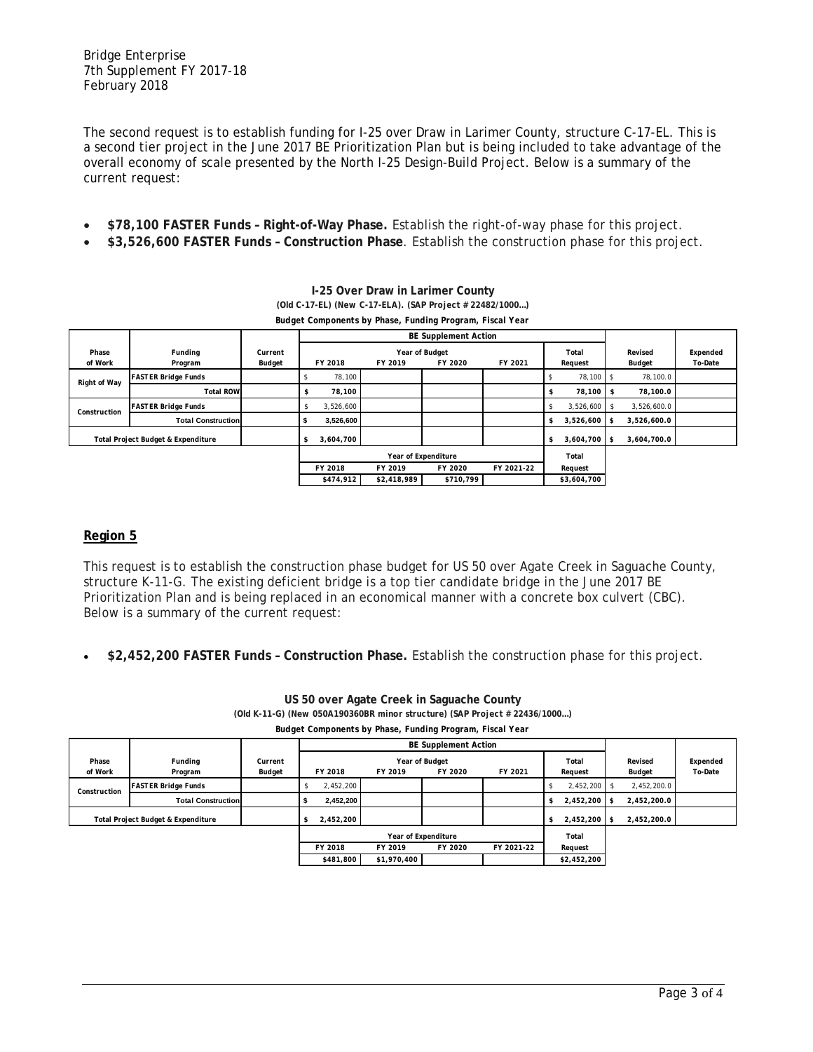The second request is to establish funding for I-25 over Draw in Larimer County, structure C-17-EL. This is a second tier project in the June 2017 BE Prioritization Plan but is being included to take advantage of the overall economy of scale presented by the North I-25 Design-Build Project. Below is a summary of the current request:

- **$78,100 FASTER Funds – Right-of-Way Phase.** Establish the right-of-way phase for this project.
- **$3,526,600 FASTER Funds – Construction Phase**. Establish the construction phase for this project.

**I-25 Over Draw in Larimer County**

**(Old C-17-EL) (New C-17-ELA). (SAP Project # 22482/1000…)**

**Budget Components by Phase, Funding Program, Fiscal Year**

| Phase of Work | Funding Program | Current Budget | BE Supplement Action | | | | | Revised Budget | Expended To-Date |
|---|---|---|---|---|---|---|---|---|---|
| | | | Year of Budget | | | | Total Request | | |
| | | | FY 2018 | FY 2019 | FY 2020 | FY 2021 | | | |
| Right of Way | FASTER Bridge Funds | | $ 78,100 | | | | $ 78,100 | $ 78,100.0 | |
| | Total ROW | | $ 78,100 | | | | $ 78,100 | $ 78,100.0 | |
| Construction | FASTER Bridge Funds | | $ 3,526,600 | | | | $ 3,526,600 | $ 3,526,600.0 | |
| | Total Construction | | $ 3,526,600 | | | | $ 3,526,600 | $ 3,526,600.0 | |
| Total Project Budget & Expenditure | | | $ 3,604,700 | | | | $ 3,604,700 | $ 3,604,700.0 | |
| | | | Year of Expenditure | | | | Total | | |
| | | | FY 2018 | FY 2019 | FY 2020 | FY 2021-22 | Request | | |
| | | | $474,912 | $2,418,989 | $710,799 | | $3,604,700 | | |

## Region 5

This request is to establish the construction phase budget for US 50 over Agate Creek in Saguache County, structure K-11-G. The existing deficient bridge is a top tier candidate bridge in the June 2017 BE Prioritization Plan and is being replaced in an economical manner with a concrete box culvert (CBC). Below is a summary of the current request:

- **$2,452,200 FASTER Funds – Construction Phase.** Establish the construction phase for this project.

**US 50 over Agate Creek in Saguache County**

**(Old K-11-G) (New 050A190360BR minor structure) (SAP Project # 22436/1000…)**

**Budget Components by Phase, Funding Program, Fiscal Year**

| Phase of Work | Funding Program | Current Budget | BE Supplement Action | | | | | Revised Budget | Expended To-Date |
|---|---|---|---|---|---|---|---|---|---|
| | | | Year of Budget | | | | Total Request | | |
| | | | FY 2018 | FY 2019 | FY 2020 | FY 2021 | | | |
| Construction | FASTER Bridge Funds | | $ 2,452,200 | | | | $ 2,452,200 | $ 2,452,200.0 | |
| | Total Construction | | $ 2,452,200 | | | | $ 2,452,200 | $ 2,452,200.0 | |
| Total Project Budget & Expenditure | | | $ 2,452,200 | | | | $ 2,452,200 | $ 2,452,200.0 | |
| | | | Year of Expenditure | | | | Total | | |
| | | | FY 2018 | FY 2019 | FY 2020 | FY 2021-22 | Request | | |
| | | | $481,800 | $1,970,400 | | | $2,452,200 | | |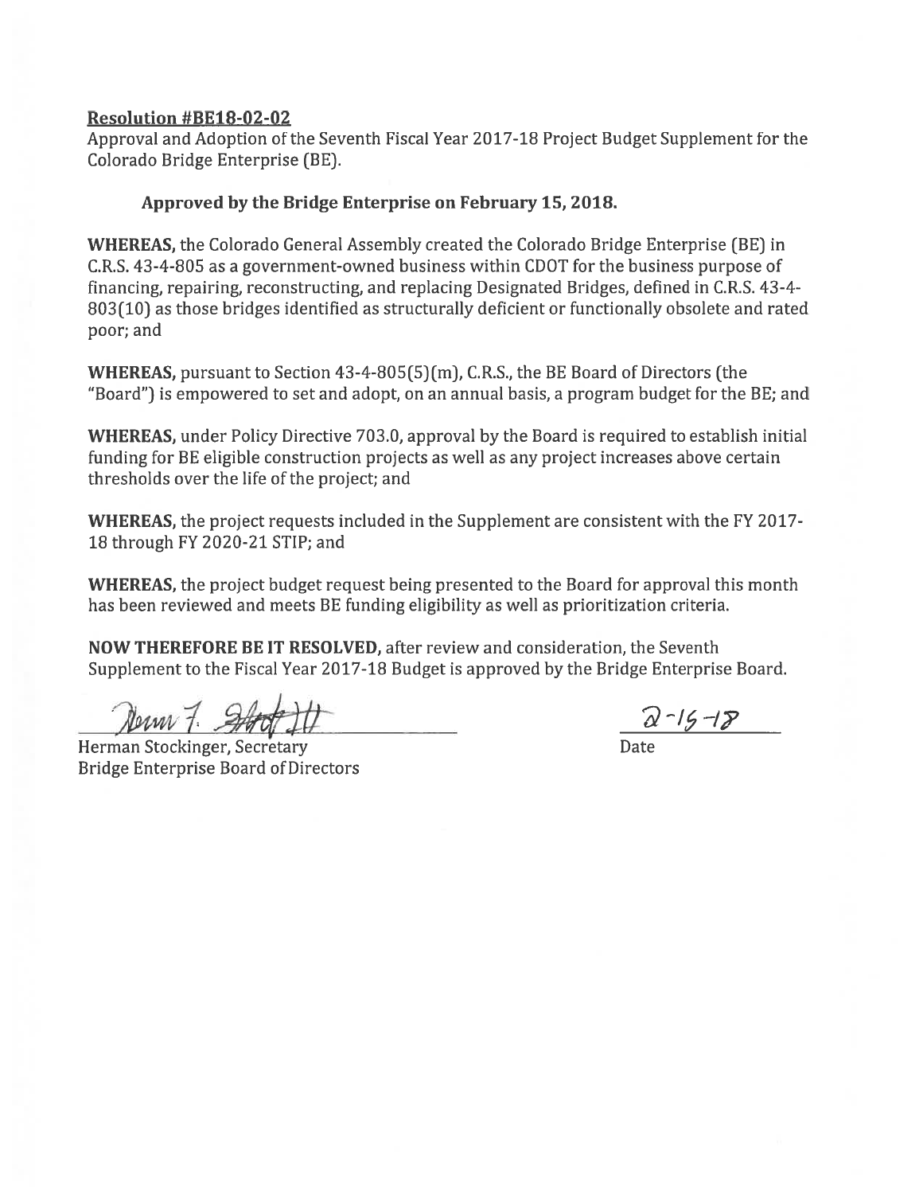**Resolution #BE18-02-02**

Approval and Adoption of the Seventh Fiscal Year 2017-18 Project Budget Supplement for the Colorado Bridge Enterprise (BE).

**Approved by the Bridge Enterprise on February 15, 2018.**

**WHEREAS,** the Colorado General Assembly created the Colorado Bridge Enterprise (BE) in C.R.S. 43-4-805 as a government-owned business within CDOT for the business purpose of financing, repairing, reconstructing, and replacing Designated Bridges, defined in C.R.S. 43-4-803(10) as those bridges identified as structurally deficient or functionally obsolete and rated poor; and

**WHEREAS,** pursuant to Section 43-4-805(5)(m), C.R.S., the BE Board of Directors (the "Board") is empowered to set and adopt, on an annual basis, a program budget for the BE; and

**WHEREAS,** under Policy Directive 703.0, approval by the Board is required to establish initial funding for BE eligible construction projects as well as any project increases above certain thresholds over the life of the project; and

**WHEREAS,** the project requests included in the Supplement are consistent with the FY 2017-18 through FY 2020-21 STIP; and

**WHEREAS,** the project budget request being presented to the Board for approval this month has been reviewed and meets BE funding eligibility as well as prioritization criteria.

**NOW THEREFORE BE IT RESOLVED,** after review and consideration, the Seventh Supplement to the Fiscal Year 2017-18 Budget is approved by the Bridge Enterprise Board.

Herman Stockinger, Secretary
Bridge Enterprise Board of Directors

2-15-18
Date